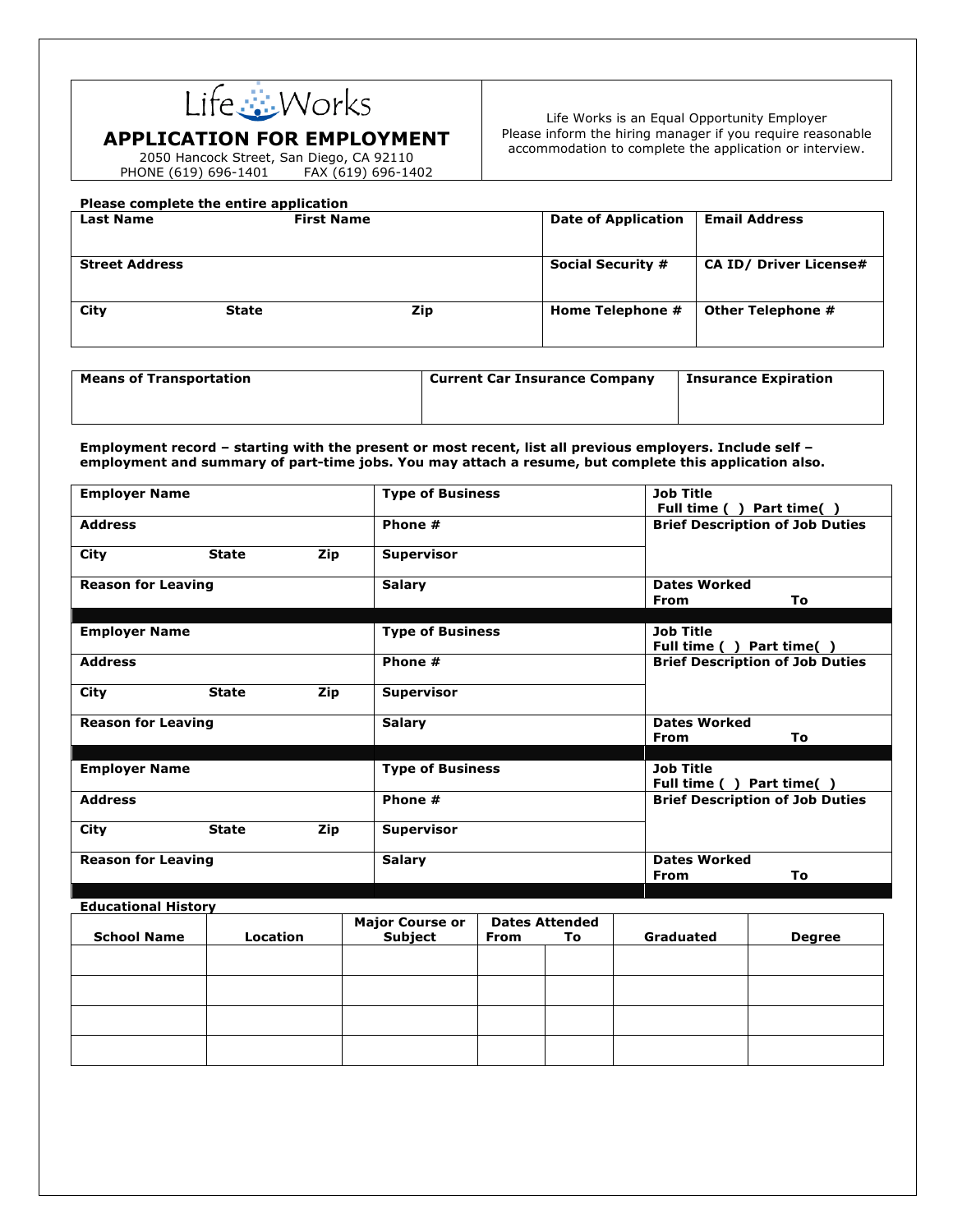Life Works

# APPLICATION FOR EMPLOYMENT

2050 Hancock Street, San Diego, CA 92110
PHONE (619) 696-1401 FAX (619) 696-1402

Life Works is an Equal Opportunity Employer
Please inform the hiring manager if you require reasonable accommodation to complete the application or interview.

**Please complete the entire application**

| **Last Name** | **First Name** | | **Date of Application** | **Email Address** |
|---|---|---|---|---|
| **Street Address** | | | **Social Security #** | **CA ID/ Driver License#** |
| **City** | **State** | **Zip** | **Home Telephone #** | **Other Telephone #** |

| **Means of Transportation** | **Current Car Insurance Company** | **Insurance Expiration** |
|---|---|---|
| | | |

**Employment record – starting with the present or most recent, list all previous employers. Include self – employment and summary of part-time jobs. You may attach a resume, but complete this application also.**

| **Employer Name** | | | **Type of Business** | **Job Title** Full time ( ) Part time( ) |
|---|---|---|---|---|
| **Address** | | | **Phone #** | **Brief Description of Job Duties** |
| **City** | **State** | **Zip** | **Supervisor** | |
| **Reason for Leaving** | | | **Salary** | **Dates Worked** From To |

| **Employer Name** | | | **Type of Business** | **Job Title** Full time ( ) Part time( ) |
|---|---|---|---|---|
| **Address** | | | **Phone #** | **Brief Description of Job Duties** |
| **City** | **State** | **Zip** | **Supervisor** | |
| **Reason for Leaving** | | | **Salary** | **Dates Worked** From To |

| **Employer Name** | | | **Type of Business** | **Job Title** Full time ( ) Part time( ) |
|---|---|---|---|---|
| **Address** | | | **Phone #** | **Brief Description of Job Duties** |
| **City** | **State** | **Zip** | **Supervisor** | |
| **Reason for Leaving** | | | **Salary** | **Dates Worked** From To |

**Educational History**

| **School Name** | **Location** | **Major Course or Subject** | **Dates Attended** From | To | **Graduated** | **Degree** |
|---|---|---|---|---|---|---|
| | | | | | | |
| | | | | | | |
| | | | | | | |
| | | | | | | |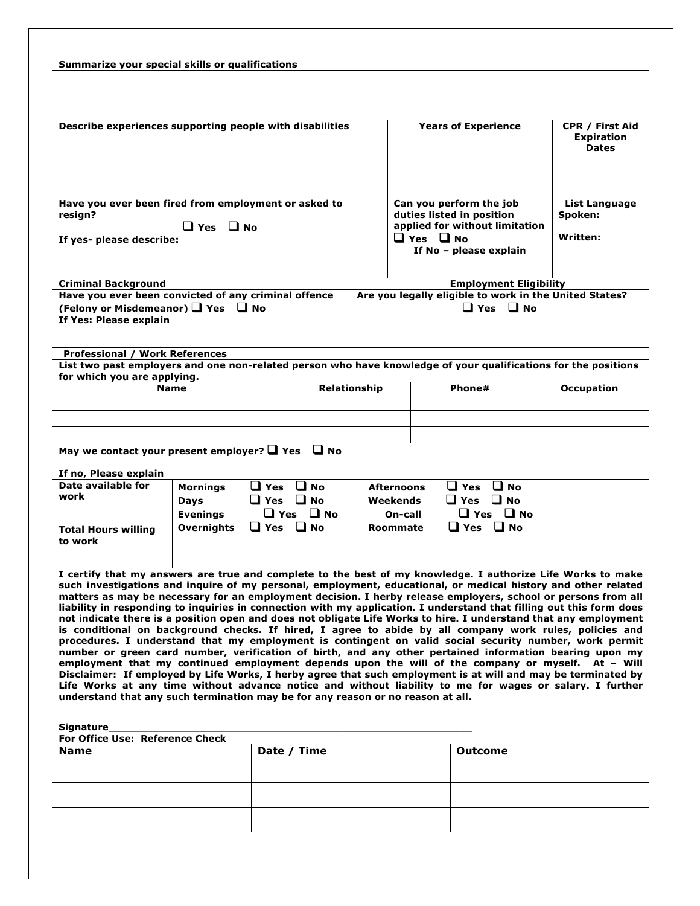**Summarize your special skills or qualifications**

| | | |
|---|---|---|
| **Describe experiences supporting people with disabilities** | **Years of Experience** | **CPR / First Aid Expiration Dates** |
| **Have you ever been fired from employment or asked to resign?** ❑ **Yes** ❑ **No** **If yes- please describe:** | **Can you perform the job duties listed in position applied for without limitation** ❑ **Yes** ❑ **No** **If No – please explain** | **List Language Spoken:** **Written:** |

| **Criminal Background** | **Employment Eligibility** |
|---|---|
| **Have you ever been convicted of any criminal offence (Felony or Misdemeanor)** ❑ **Yes** ❑ **No** **If Yes: Please explain** | **Are you legally eligible to work in the United States?** ❑ **Yes** ❑ **No** |

**Professional / Work References**

**List two past employers and one non-related person who have knowledge of your qualifications for the positions for which you are applying.**

| Name | Relationship | Phone# | Occupation |
|---|---|---|---|
| | | | |
| | | | |
| | | | |

**May we contact your present employer?** ❑ **Yes** ❑ **No**

**If no, Please explain**

| | | | | |
|---|---|---|---|---|
| **Date available for work** | **Mornings** | ❑ **Yes** ❑ **No** | **Afternoons** | ❑ **Yes** ❑ **No** |
| | **Days** | ❑ **Yes** ❑ **No** | **Weekends** | ❑ **Yes** ❑ **No** |
| | **Evenings** | ❑ **Yes** ❑ **No** | **On-call** | ❑ **Yes** ❑ **No** |
| **Total Hours willing to work** | **Overnights** | ❑ **Yes** ❑ **No** | **Roommate** | ❑ **Yes** ❑ **No** |

**I certify that my answers are true and complete to the best of my knowledge. I authorize Life Works to make such investigations and inquire of my personal, employment, educational, or medical history and other related matters as may be necessary for an employment decision. I herby release employers, school or persons from all liability in responding to inquiries in connection with my application. I understand that filling out this form does not indicate there is a position open and does not obligate Life Works to hire. I understand that any employment is conditional on background checks. If hired, I agree to abide by all company work rules, policies and procedures. I understand that my employment is contingent on valid social security number, work permit number or green card number, verification of birth, and any other pertained information bearing upon my employment that my continued employment depends upon the will of the company or myself. At – Will Disclaimer: If employed by Life Works, I herby agree that such employment is at will and may be terminated by Life Works at any time without advance notice and without liability to me for wages or salary. I further understand that any such termination may be for any reason or no reason at all.**

**Signature**_______________________________________________________

**For Office Use: Reference Check**

| Name | Date / Time | Outcome |
|---|---|---|
| | | |
| | | |
| | | |